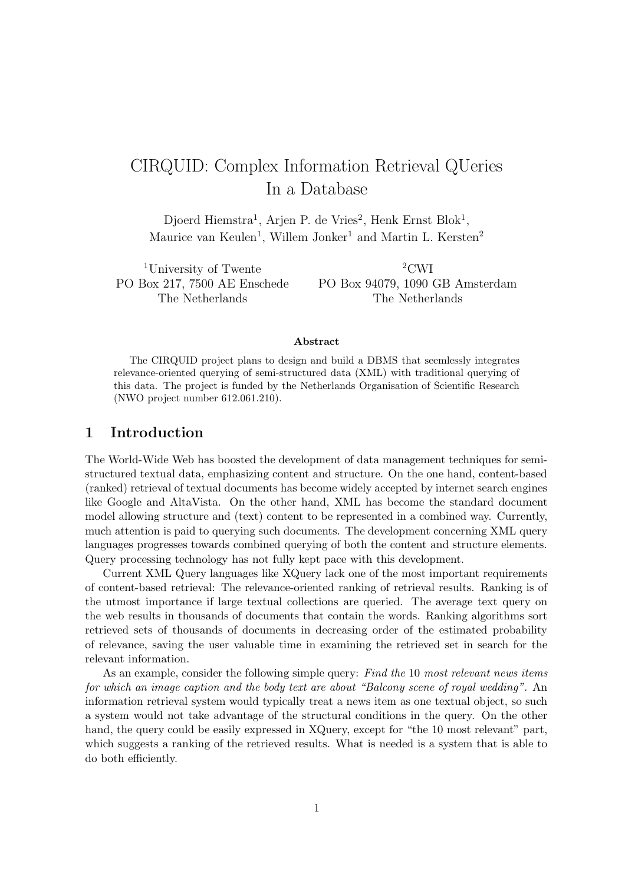# CIRQUID: Complex Information Retrieval QUeries In a Database

Djoerd Hiemstra[1], Arjen P. de Vries[2], Henk Ernst Blok[1], Maurice van Keulen[1], Willem Jonker[1] and Martin L. Kersten[2]

[1]University of Twente
PO Box 217, 7500 AE Enschede
The Netherlands

[2]CWI
PO Box 94079, 1090 GB Amsterdam
The Netherlands

**Abstract**

The CIRQUID project plans to design and build a DBMS that seemlessly integrates relevance-oriented querying of semi-structured data (XML) with traditional querying of this data. The project is funded by the Netherlands Organisation of Scientific Research (NWO project number 612.061.210).

## 1 Introduction

The World-Wide Web has boosted the development of data management techniques for semi-structured textual data, emphasizing content and structure. On the one hand, content-based (ranked) retrieval of textual documents has become widely accepted by internet search engines like Google and AltaVista. On the other hand, XML has become the standard document model allowing structure and (text) content to be represented in a combined way. Currently, much attention is paid to querying such documents. The development concerning XML query languages progresses towards combined querying of both the content and structure elements. Query processing technology has not fully kept pace with this development.

Current XML Query languages like XQuery lack one of the most important requirements of content-based retrieval: The relevance-oriented ranking of retrieval results. Ranking is of the utmost importance if large textual collections are queried. The average text query on the web results in thousands of documents that contain the words. Ranking algorithms sort retrieved sets of thousands of documents in decreasing order of the estimated probability of relevance, saving the user valuable time in examining the retrieved set in search for the relevant information.

As an example, consider the following simple query: *Find the* 10 *most relevant news items for which an image caption and the body text are about "Balcony scene of royal wedding"*. An information retrieval system would typically treat a news item as one textual object, so such a system would not take advantage of the structural conditions in the query. On the other hand, the query could be easily expressed in XQuery, except for "the 10 most relevant" part, which suggests a ranking of the retrieved results. What is needed is a system that is able to do both efficiently.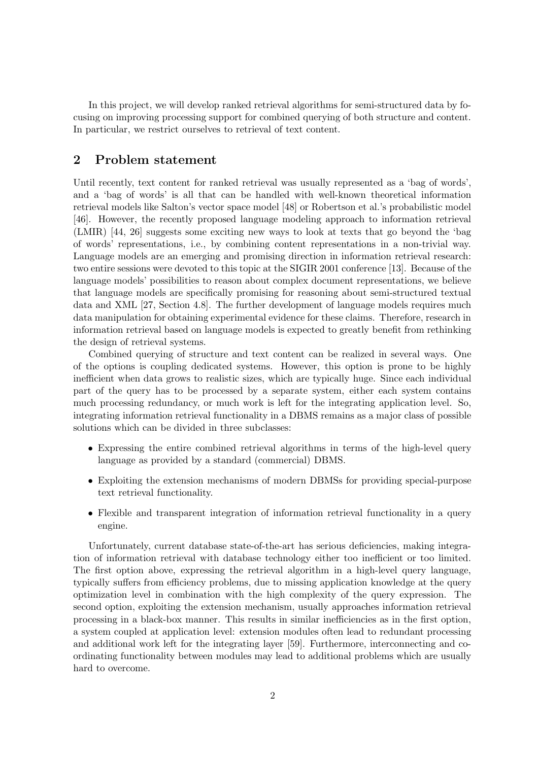In this project, we will develop ranked retrieval algorithms for semi-structured data by focusing on improving processing support for combined querying of both structure and content. In particular, we restrict ourselves to retrieval of text content.

## 2 Problem statement

Until recently, text content for ranked retrieval was usually represented as a 'bag of words', and a 'bag of words' is all that can be handled with well-known theoretical information retrieval models like Salton's vector space model [48] or Robertson et al.'s probabilistic model [46]. However, the recently proposed language modeling approach to information retrieval (LMIR) [44, 26] suggests some exciting new ways to look at texts that go beyond the 'bag of words' representations, i.e., by combining content representations in a non-trivial way. Language models are an emerging and promising direction in information retrieval research: two entire sessions were devoted to this topic at the SIGIR 2001 conference [13]. Because of the language models' possibilities to reason about complex document representations, we believe that language models are specifically promising for reasoning about semi-structured textual data and XML [27, Section 4.8]. The further development of language models requires much data manipulation for obtaining experimental evidence for these claims. Therefore, research in information retrieval based on language models is expected to greatly benefit from rethinking the design of retrieval systems.

Combined querying of structure and text content can be realized in several ways. One of the options is coupling dedicated systems. However, this option is prone to be highly inefficient when data grows to realistic sizes, which are typically huge. Since each individual part of the query has to be processed by a separate system, either each system contains much processing redundancy, or much work is left for the integrating application level. So, integrating information retrieval functionality in a DBMS remains as a major class of possible solutions which can be divided in three subclasses:

- Expressing the entire combined retrieval algorithms in terms of the high-level query language as provided by a standard (commercial) DBMS.
- Exploiting the extension mechanisms of modern DBMSs for providing special-purpose text retrieval functionality.
- Flexible and transparent integration of information retrieval functionality in a query engine.

Unfortunately, current database state-of-the-art has serious deficiencies, making integration of information retrieval with database technology either too inefficient or too limited. The first option above, expressing the retrieval algorithm in a high-level query language, typically suffers from efficiency problems, due to missing application knowledge at the query optimization level in combination with the high complexity of the query expression. The second option, exploiting the extension mechanism, usually approaches information retrieval processing in a black-box manner. This results in similar inefficiencies as in the first option, a system coupled at application level: extension modules often lead to redundant processing and additional work left for the integrating layer [59]. Furthermore, interconnecting and coordinating functionality between modules may lead to additional problems which are usually hard to overcome.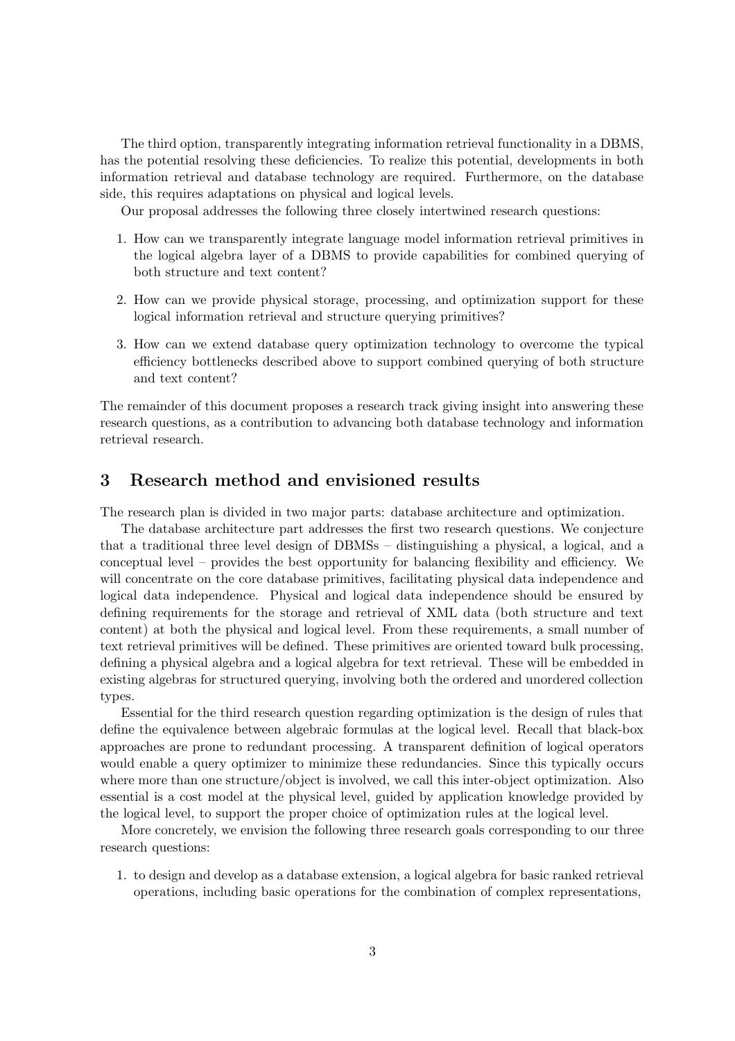The third option, transparently integrating information retrieval functionality in a DBMS, has the potential resolving these deficiencies. To realize this potential, developments in both information retrieval and database technology are required. Furthermore, on the database side, this requires adaptations on physical and logical levels.

Our proposal addresses the following three closely intertwined research questions:

1. How can we transparently integrate language model information retrieval primitives in the logical algebra layer of a DBMS to provide capabilities for combined querying of both structure and text content?
2. How can we provide physical storage, processing, and optimization support for these logical information retrieval and structure querying primitives?
3. How can we extend database query optimization technology to overcome the typical efficiency bottlenecks described above to support combined querying of both structure and text content?

The remainder of this document proposes a research track giving insight into answering these research questions, as a contribution to advancing both database technology and information retrieval research.

## 3 Research method and envisioned results

The research plan is divided in two major parts: database architecture and optimization.

The database architecture part addresses the first two research questions. We conjecture that a traditional three level design of DBMSs – distinguishing a physical, a logical, and a conceptual level – provides the best opportunity for balancing flexibility and efficiency. We will concentrate on the core database primitives, facilitating physical data independence and logical data independence. Physical and logical data independence should be ensured by defining requirements for the storage and retrieval of XML data (both structure and text content) at both the physical and logical level. From these requirements, a small number of text retrieval primitives will be defined. These primitives are oriented toward bulk processing, defining a physical algebra and a logical algebra for text retrieval. These will be embedded in existing algebras for structured querying, involving both the ordered and unordered collection types.

Essential for the third research question regarding optimization is the design of rules that define the equivalence between algebraic formulas at the logical level. Recall that black-box approaches are prone to redundant processing. A transparent definition of logical operators would enable a query optimizer to minimize these redundancies. Since this typically occurs where more than one structure/object is involved, we call this inter-object optimization. Also essential is a cost model at the physical level, guided by application knowledge provided by the logical level, to support the proper choice of optimization rules at the logical level.

More concretely, we envision the following three research goals corresponding to our three research questions:

1. to design and develop as a database extension, a logical algebra for basic ranked retrieval operations, including basic operations for the combination of complex representations,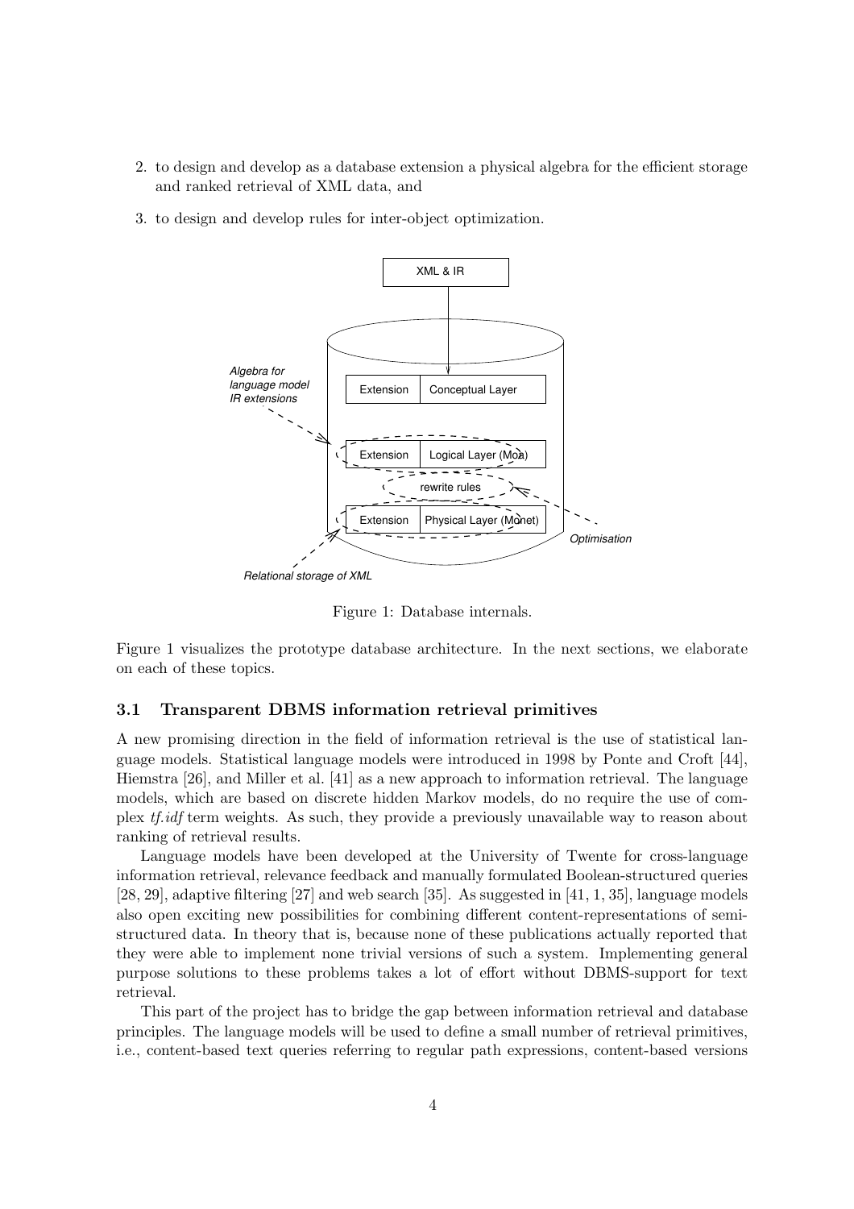2. to design and develop as a database extension a physical algebra for the efficient storage and ranked retrieval of XML data, and
3. to design and develop rules for inter-object optimization.

Figure 1: Database internals.

Figure 1 visualizes the prototype database architecture. In the next sections, we elaborate on each of these topics.

### 3.1 Transparent DBMS information retrieval primitives

A new promising direction in the field of information retrieval is the use of statistical language models. Statistical language models were introduced in 1998 by Ponte and Croft [44], Hiemstra [26], and Miller et al. [41] as a new approach to information retrieval. The language models, which are based on discrete hidden Markov models, do no require the use of complex *tf.idf* term weights. As such, they provide a previously unavailable way to reason about ranking of retrieval results.

Language models have been developed at the University of Twente for cross-language information retrieval, relevance feedback and manually formulated Boolean-structured queries [28, 29], adaptive filtering [27] and web search [35]. As suggested in [41, 1, 35], language models also open exciting new possibilities for combining different content-representations of semi-structured data. In theory that is, because none of these publications actually reported that they were able to implement none trivial versions of such a system. Implementing general purpose solutions to these problems takes a lot of effort without DBMS-support for text retrieval.

This part of the project has to bridge the gap between information retrieval and database principles. The language models will be used to define a small number of retrieval primitives, i.e., content-based text queries referring to regular path expressions, content-based versions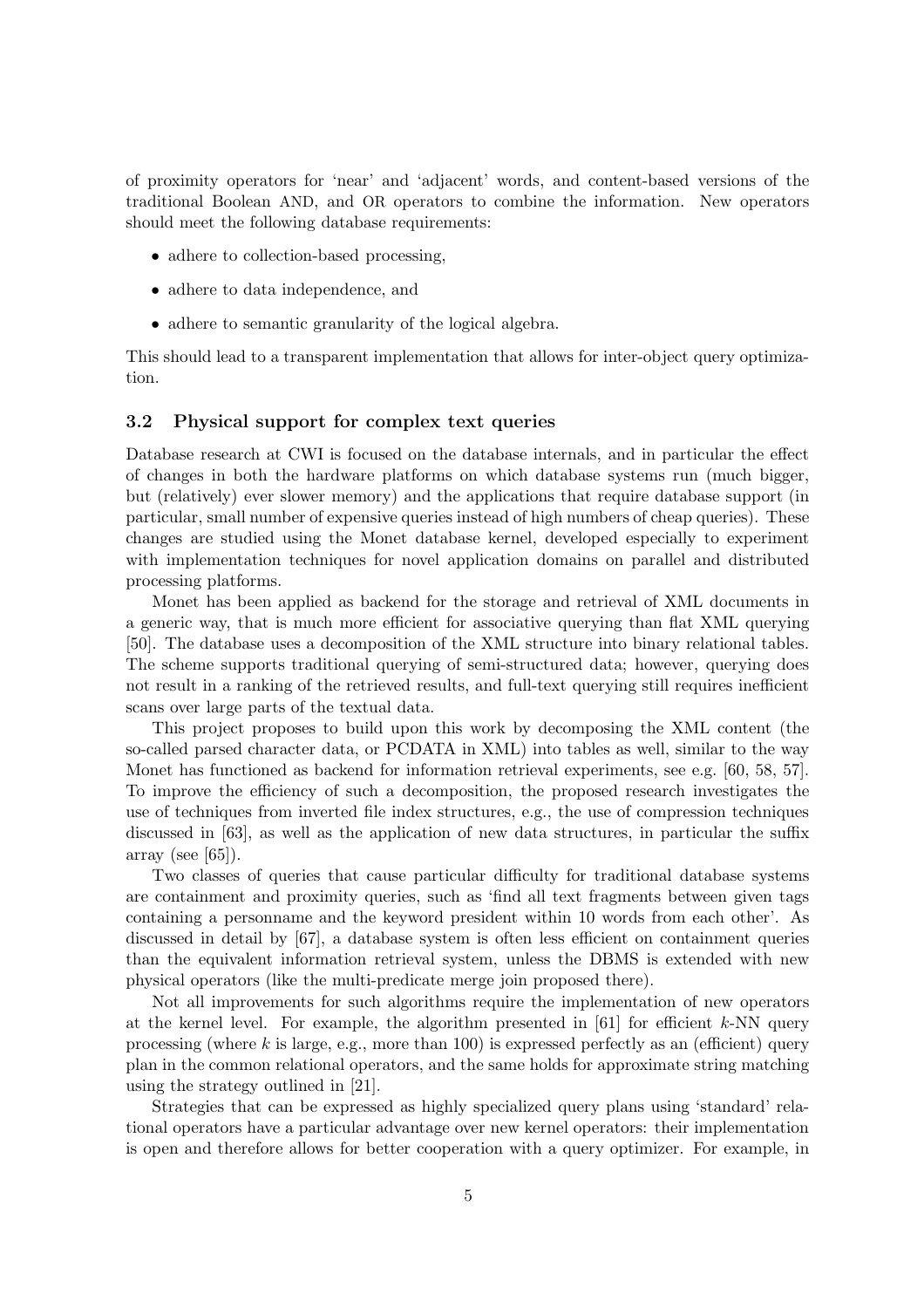of proximity operators for 'near' and 'adjacent' words, and content-based versions of the traditional Boolean AND, and OR operators to combine the information. New operators should meet the following database requirements:

- adhere to collection-based processing,
- adhere to data independence, and
- adhere to semantic granularity of the logical algebra.

This should lead to a transparent implementation that allows for inter-object query optimization.

### 3.2 Physical support for complex text queries

Database research at CWI is focused on the database internals, and in particular the effect of changes in both the hardware platforms on which database systems run (much bigger, but (relatively) ever slower memory) and the applications that require database support (in particular, small number of expensive queries instead of high numbers of cheap queries). These changes are studied using the Monet database kernel, developed especially to experiment with implementation techniques for novel application domains on parallel and distributed processing platforms.

Monet has been applied as backend for the storage and retrieval of XML documents in a generic way, that is much more efficient for associative querying than flat XML querying [50]. The database uses a decomposition of the XML structure into binary relational tables. The scheme supports traditional querying of semi-structured data; however, querying does not result in a ranking of the retrieved results, and full-text querying still requires inefficient scans over large parts of the textual data.

This project proposes to build upon this work by decomposing the XML content (the so-called parsed character data, or PCDATA in XML) into tables as well, similar to the way Monet has functioned as backend for information retrieval experiments, see e.g. [60, 58, 57]. To improve the efficiency of such a decomposition, the proposed research investigates the use of techniques from inverted file index structures, e.g., the use of compression techniques discussed in [63], as well as the application of new data structures, in particular the suffix array (see [65]).

Two classes of queries that cause particular difficulty for traditional database systems are containment and proximity queries, such as 'find all text fragments between given tags containing a personname and the keyword president within 10 words from each other'. As discussed in detail by [67], a database system is often less efficient on containment queries than the equivalent information retrieval system, unless the DBMS is extended with new physical operators (like the multi-predicate merge join proposed there).

Not all improvements for such algorithms require the implementation of new operators at the kernel level. For example, the algorithm presented in [61] for efficient $k$-NN query processing (where $k$ is large, e.g., more than 100) is expressed perfectly as an (efficient) query plan in the common relational operators, and the same holds for approximate string matching using the strategy outlined in [21].

Strategies that can be expressed as highly specialized query plans using 'standard' relational operators have a particular advantage over new kernel operators: their implementation is open and therefore allows for better cooperation with a query optimizer. For example, in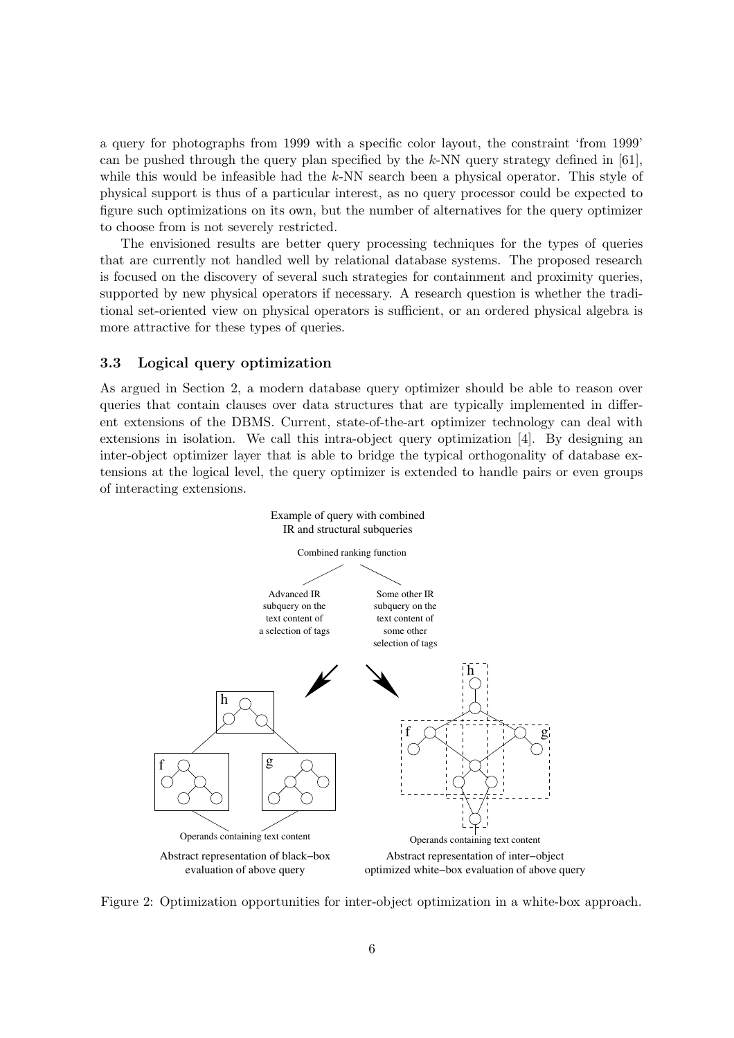a query for photographs from 1999 with a specific color layout, the constraint 'from 1999' can be pushed through the query plan specified by the $k$-NN query strategy defined in [61], while this would be infeasible had the $k$-NN search been a physical operator. This style of physical support is thus of a particular interest, as no query processor could be expected to figure such optimizations on its own, but the number of alternatives for the query optimizer to choose from is not severely restricted.

The envisioned results are better query processing techniques for the types of queries that are currently not handled well by relational database systems. The proposed research is focused on the discovery of several such strategies for containment and proximity queries, supported by new physical operators if necessary. A research question is whether the traditional set-oriented view on physical operators is sufficient, or an ordered physical algebra is more attractive for these types of queries.

### 3.3 Logical query optimization

As argued in Section 2, a modern database query optimizer should be able to reason over queries that contain clauses over data structures that are typically implemented in different extensions of the DBMS. Current, state-of-the-art optimizer technology can deal with extensions in isolation. We call this intra-object query optimization [4]. By designing an inter-object optimizer layer that is able to bridge the typical orthogonality of database extensions at the logical level, the query optimizer is extended to handle pairs or even groups of interacting extensions.

Example of query with combined IR and structural subqueries

Combined ranking function

Advanced IR subquery on the text content of a selection of tags

Some other IR subquery on the text content of some other selection of tags

Operands containing text content

Abstract representation of black−box evaluation of above query

Abstract representation of inter−object optimized white−box evaluation of above query

Figure 2: Optimization opportunities for inter-object optimization in a white-box approach.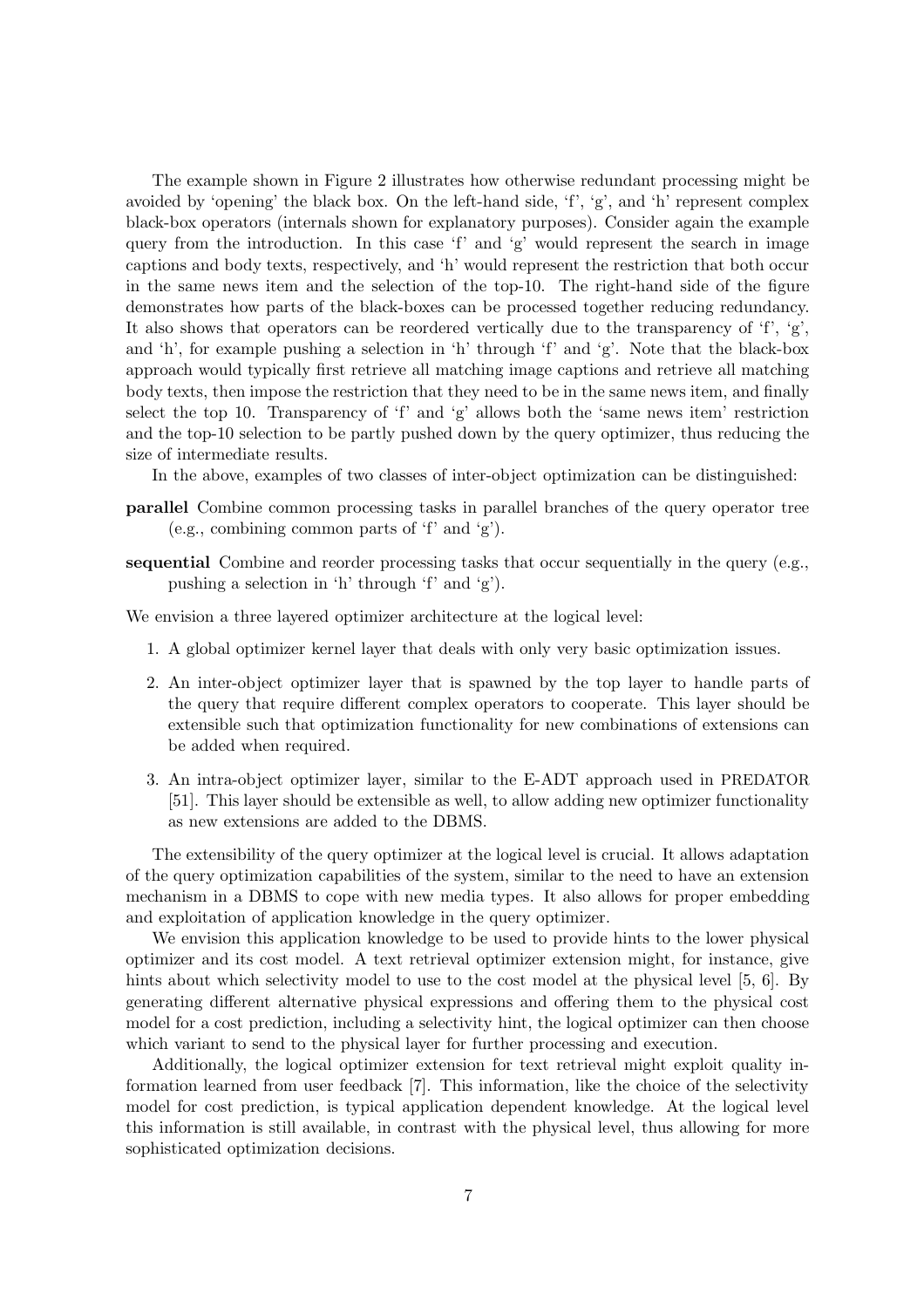The example shown in Figure 2 illustrates how otherwise redundant processing might be avoided by 'opening' the black box. On the left-hand side, 'f', 'g', and 'h' represent complex black-box operators (internals shown for explanatory purposes). Consider again the example query from the introduction. In this case 'f' and 'g' would represent the search in image captions and body texts, respectively, and 'h' would represent the restriction that both occur in the same news item and the selection of the top-10. The right-hand side of the figure demonstrates how parts of the black-boxes can be processed together reducing redundancy. It also shows that operators can be reordered vertically due to the transparency of 'f', 'g', and 'h', for example pushing a selection in 'h' through 'f' and 'g'. Note that the black-box approach would typically first retrieve all matching image captions and retrieve all matching body texts, then impose the restriction that they need to be in the same news item, and finally select the top 10. Transparency of 'f' and 'g' allows both the 'same news item' restriction and the top-10 selection to be partly pushed down by the query optimizer, thus reducing the size of intermediate results.

In the above, examples of two classes of inter-object optimization can be distinguished:

**parallel** Combine common processing tasks in parallel branches of the query operator tree (e.g., combining common parts of 'f' and 'g').

**sequential** Combine and reorder processing tasks that occur sequentially in the query (e.g., pushing a selection in 'h' through 'f' and 'g').

We envision a three layered optimizer architecture at the logical level:

1. A global optimizer kernel layer that deals with only very basic optimization issues.
2. An inter-object optimizer layer that is spawned by the top layer to handle parts of the query that require different complex operators to cooperate. This layer should be extensible such that optimization functionality for new combinations of extensions can be added when required.
3. An intra-object optimizer layer, similar to the E-ADT approach used in PREDATOR [51]. This layer should be extensible as well, to allow adding new optimizer functionality as new extensions are added to the DBMS.

The extensibility of the query optimizer at the logical level is crucial. It allows adaptation of the query optimization capabilities of the system, similar to the need to have an extension mechanism in a DBMS to cope with new media types. It also allows for proper embedding and exploitation of application knowledge in the query optimizer.

We envision this application knowledge to be used to provide hints to the lower physical optimizer and its cost model. A text retrieval optimizer extension might, for instance, give hints about which selectivity model to use to the cost model at the physical level [5, 6]. By generating different alternative physical expressions and offering them to the physical cost model for a cost prediction, including a selectivity hint, the logical optimizer can then choose which variant to send to the physical layer for further processing and execution.

Additionally, the logical optimizer extension for text retrieval might exploit quality information learned from user feedback [7]. This information, like the choice of the selectivity model for cost prediction, is typical application dependent knowledge. At the logical level this information is still available, in contrast with the physical level, thus allowing for more sophisticated optimization decisions.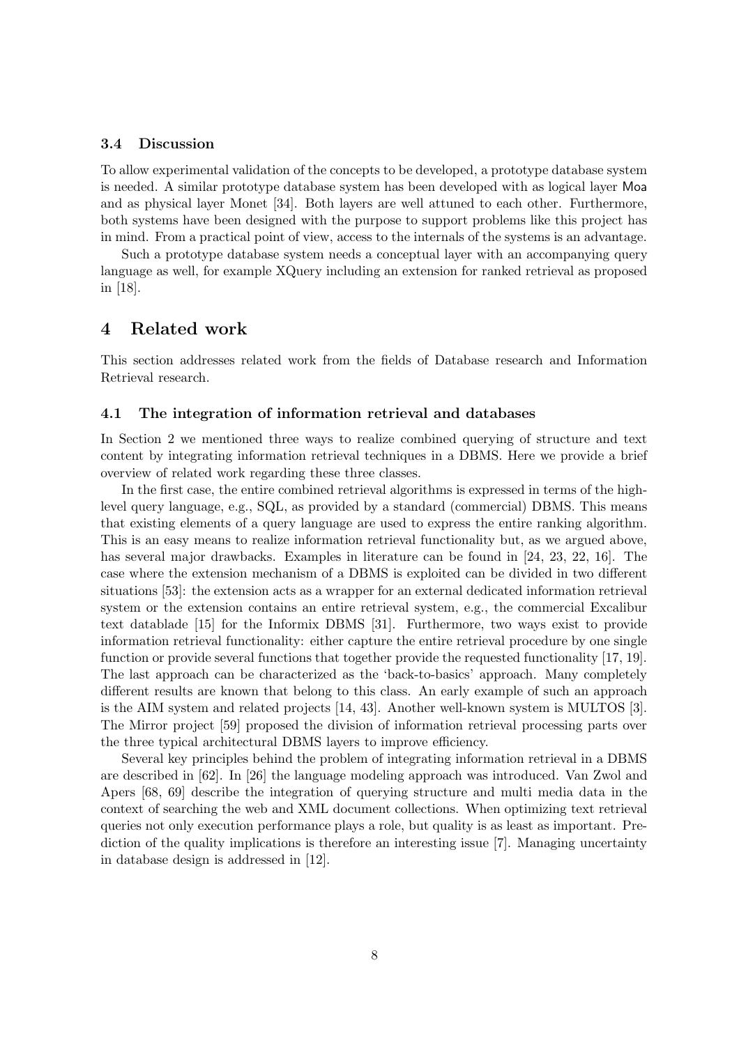### 3.4 Discussion

To allow experimental validation of the concepts to be developed, a prototype database system is needed. A similar prototype database system has been developed with as logical layer Moa and as physical layer Monet [34]. Both layers are well attuned to each other. Furthermore, both systems have been designed with the purpose to support problems like this project has in mind. From a practical point of view, access to the internals of the systems is an advantage.

Such a prototype database system needs a conceptual layer with an accompanying query language as well, for example XQuery including an extension for ranked retrieval as proposed in [18].

## 4 Related work

This section addresses related work from the fields of Database research and Information Retrieval research.

### 4.1 The integration of information retrieval and databases

In Section 2 we mentioned three ways to realize combined querying of structure and text content by integrating information retrieval techniques in a DBMS. Here we provide a brief overview of related work regarding these three classes.

In the first case, the entire combined retrieval algorithms is expressed in terms of the high-level query language, e.g., SQL, as provided by a standard (commercial) DBMS. This means that existing elements of a query language are used to express the entire ranking algorithm. This is an easy means to realize information retrieval functionality but, as we argued above, has several major drawbacks. Examples in literature can be found in [24, 23, 22, 16]. The case where the extension mechanism of a DBMS is exploited can be divided in two different situations [53]: the extension acts as a wrapper for an external dedicated information retrieval system or the extension contains an entire retrieval system, e.g., the commercial Excalibur text datablade [15] for the Informix DBMS [31]. Furthermore, two ways exist to provide information retrieval functionality: either capture the entire retrieval procedure by one single function or provide several functions that together provide the requested functionality [17, 19]. The last approach can be characterized as the 'back-to-basics' approach. Many completely different results are known that belong to this class. An early example of such an approach is the AIM system and related projects [14, 43]. Another well-known system is MULTOS [3]. The Mirror project [59] proposed the division of information retrieval processing parts over the three typical architectural DBMS layers to improve efficiency.

Several key principles behind the problem of integrating information retrieval in a DBMS are described in [62]. In [26] the language modeling approach was introduced. Van Zwol and Apers [68, 69] describe the integration of querying structure and multi media data in the context of searching the web and XML document collections. When optimizing text retrieval queries not only execution performance plays a role, but quality is as least as important. Prediction of the quality implications is therefore an interesting issue [7]. Managing uncertainty in database design is addressed in [12].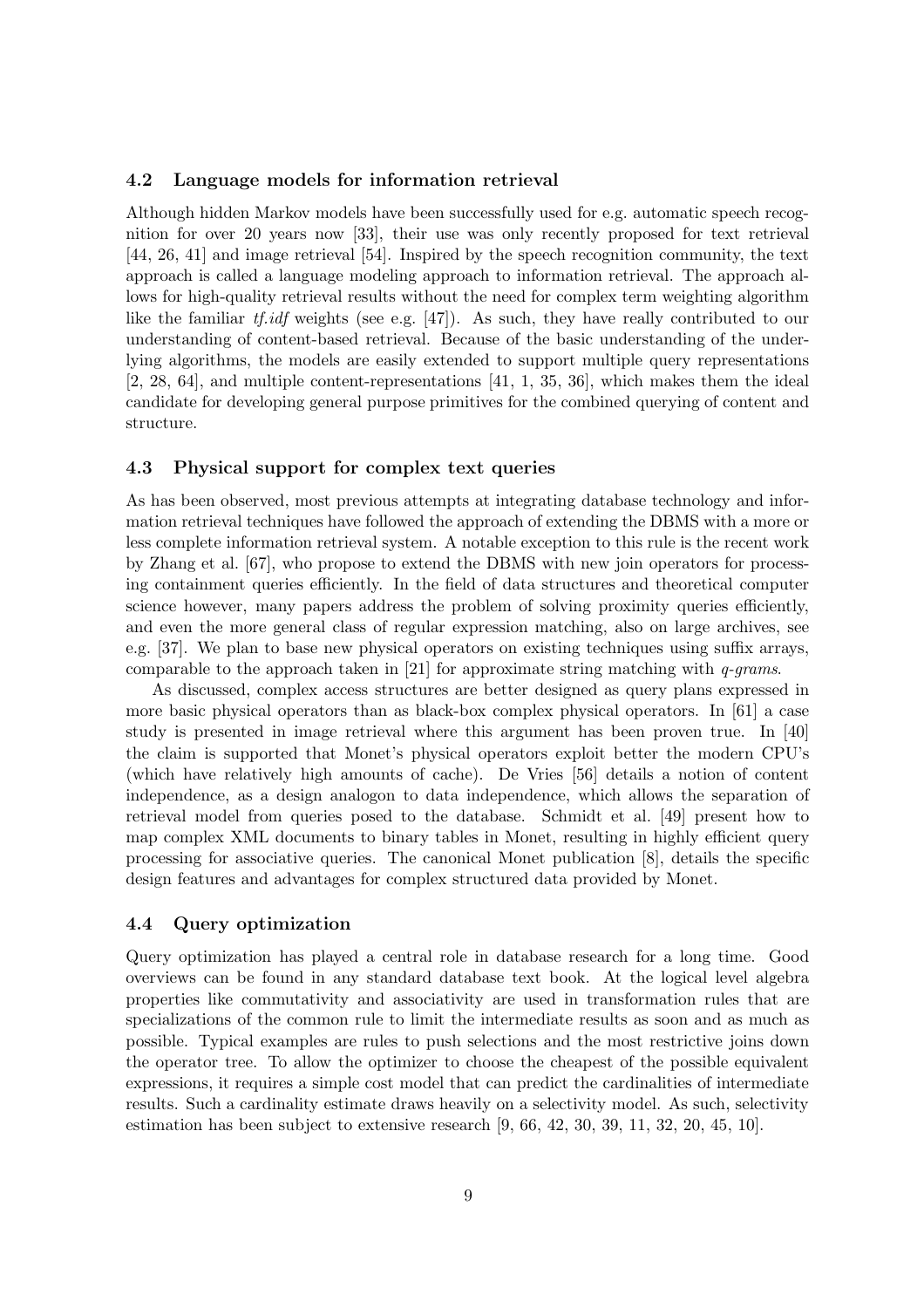### 4.2 Language models for information retrieval

Although hidden Markov models have been successfully used for e.g. automatic speech recognition for over 20 years now [33], their use was only recently proposed for text retrieval [44, 26, 41] and image retrieval [54]. Inspired by the speech recognition community, the text approach is called a language modeling approach to information retrieval. The approach allows for high-quality retrieval results without the need for complex term weighting algorithm like the familiar *tf.idf* weights (see e.g. [47]). As such, they have really contributed to our understanding of content-based retrieval. Because of the basic understanding of the underlying algorithms, the models are easily extended to support multiple query representations [2, 28, 64], and multiple content-representations [41, 1, 35, 36], which makes them the ideal candidate for developing general purpose primitives for the combined querying of content and structure.

### 4.3 Physical support for complex text queries

As has been observed, most previous attempts at integrating database technology and information retrieval techniques have followed the approach of extending the DBMS with a more or less complete information retrieval system. A notable exception to this rule is the recent work by Zhang et al. [67], who propose to extend the DBMS with new join operators for processing containment queries efficiently. In the field of data structures and theoretical computer science however, many papers address the problem of solving proximity queries efficiently, and even the more general class of regular expression matching, also on large archives, see e.g. [37]. We plan to base new physical operators on existing techniques using suffix arrays, comparable to the approach taken in [21] for approximate string matching with *q-grams*.

As discussed, complex access structures are better designed as query plans expressed in more basic physical operators than as black-box complex physical operators. In [61] a case study is presented in image retrieval where this argument has been proven true. In [40] the claim is supported that Monet's physical operators exploit better the modern CPU's (which have relatively high amounts of cache). De Vries [56] details a notion of content independence, as a design analogon to data independence, which allows the separation of retrieval model from queries posed to the database. Schmidt et al. [49] present how to map complex XML documents to binary tables in Monet, resulting in highly efficient query processing for associative queries. The canonical Monet publication [8], details the specific design features and advantages for complex structured data provided by Monet.

### 4.4 Query optimization

Query optimization has played a central role in database research for a long time. Good overviews can be found in any standard database text book. At the logical level algebra properties like commutativity and associativity are used in transformation rules that are specializations of the common rule to limit the intermediate results as soon and as much as possible. Typical examples are rules to push selections and the most restrictive joins down the operator tree. To allow the optimizer to choose the cheapest of the possible equivalent expressions, it requires a simple cost model that can predict the cardinalities of intermediate results. Such a cardinality estimate draws heavily on a selectivity model. As such, selectivity estimation has been subject to extensive research [9, 66, 42, 30, 39, 11, 32, 20, 45, 10].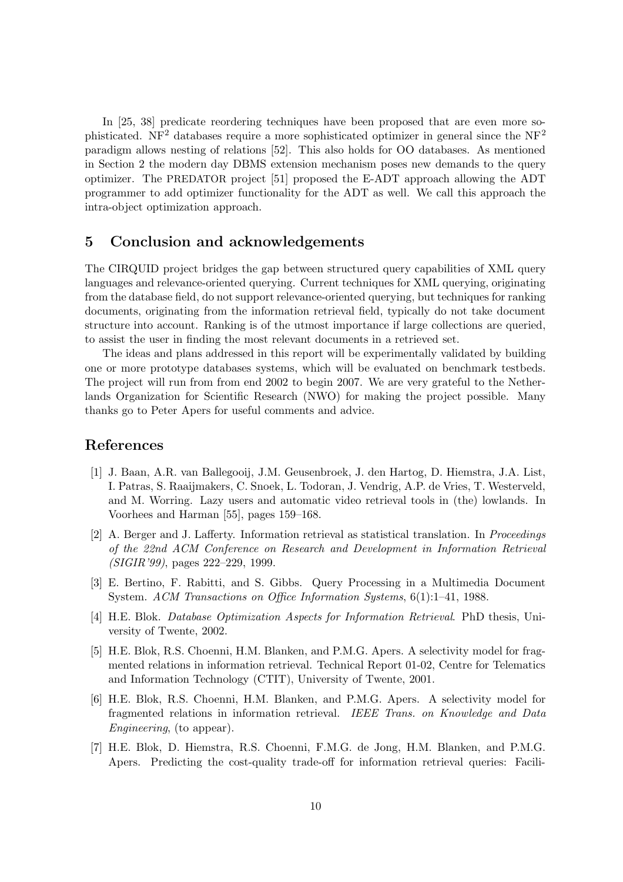In [25, 38] predicate reordering techniques have been proposed that are even more sophisticated. $NF^2$ databases require a more sophisticated optimizer in general since the $NF^2$ paradigm allows nesting of relations [52]. This also holds for OO databases. As mentioned in Section 2 the modern day DBMS extension mechanism poses new demands to the query optimizer. The PREDATOR project [51] proposed the E-ADT approach allowing the ADT programmer to add optimizer functionality for the ADT as well. We call this approach the intra-object optimization approach.

## 5 Conclusion and acknowledgements

The CIRQUID project bridges the gap between structured query capabilities of XML query languages and relevance-oriented querying. Current techniques for XML querying, originating from the database field, do not support relevance-oriented querying, but techniques for ranking documents, originating from the information retrieval field, typically do not take document structure into account. Ranking is of the utmost importance if large collections are queried, to assist the user in finding the most relevant documents in a retrieved set.

The ideas and plans addressed in this report will be experimentally validated by building one or more prototype databases systems, which will be evaluated on benchmark testbeds. The project will run from from end 2002 to begin 2007. We are very grateful to the Netherlands Organization for Scientific Research (NWO) for making the project possible. Many thanks go to Peter Apers for useful comments and advice.

## References

[1] J. Baan, A.R. van Ballegooij, J.M. Geusenbroek, J. den Hartog, D. Hiemstra, J.A. List, I. Patras, S. Raaijmakers, C. Snoek, L. Todoran, J. Vendrig, A.P. de Vries, T. Westerveld, and M. Worring. Lazy users and automatic video retrieval tools in (the) lowlands. In Voorhees and Harman [55], pages 159–168.

[2] A. Berger and J. Lafferty. Information retrieval as statistical translation. In *Proceedings of the 22nd ACM Conference on Research and Development in Information Retrieval (SIGIR'99)*, pages 222–229, 1999.

[3] E. Bertino, F. Rabitti, and S. Gibbs. Query Processing in a Multimedia Document System. *ACM Transactions on Office Information Systems*, 6(1):1–41, 1988.

[4] H.E. Blok. *Database Optimization Aspects for Information Retrieval*. PhD thesis, University of Twente, 2002.

[5] H.E. Blok, R.S. Choenni, H.M. Blanken, and P.M.G. Apers. A selectivity model for fragmented relations in information retrieval. Technical Report 01-02, Centre for Telematics and Information Technology (CTIT), University of Twente, 2001.

[6] H.E. Blok, R.S. Choenni, H.M. Blanken, and P.M.G. Apers. A selectivity model for fragmented relations in information retrieval. *IEEE Trans. on Knowledge and Data Engineering*, (to appear).

[7] H.E. Blok, D. Hiemstra, R.S. Choenni, F.M.G. de Jong, H.M. Blanken, and P.M.G. Apers. Predicting the cost-quality trade-off for information retrieval queries: Facili-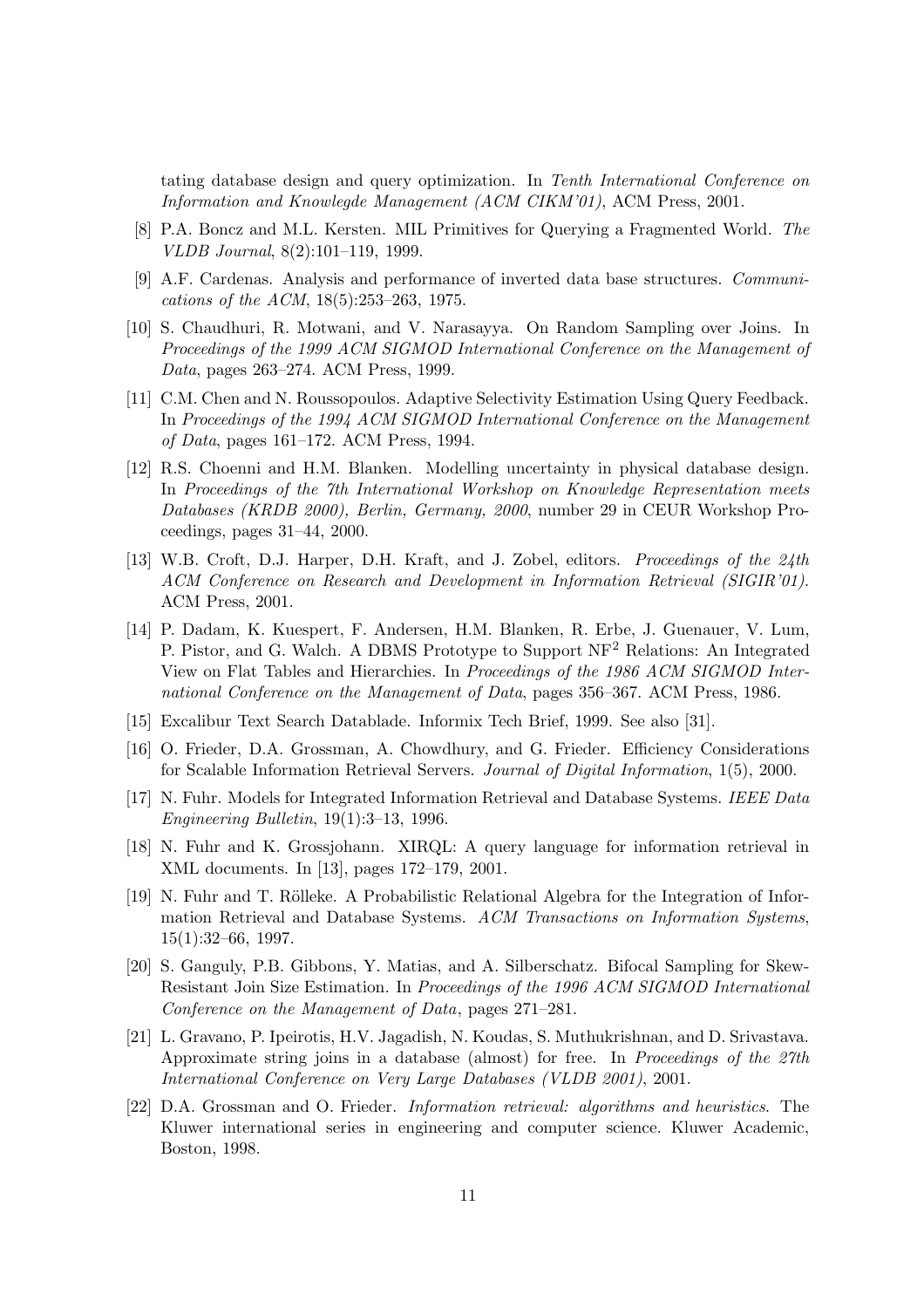tating database design and query optimization. In *Tenth International Conference on Information and Knowlegde Management (ACM CIKM'01)*, ACM Press, 2001.

[8] P.A. Boncz and M.L. Kersten. MIL Primitives for Querying a Fragmented World. *The VLDB Journal*, 8(2):101–119, 1999.

[9] A.F. Cardenas. Analysis and performance of inverted data base structures. *Communications of the ACM*, 18(5):253–263, 1975.

[10] S. Chaudhuri, R. Motwani, and V. Narasayya. On Random Sampling over Joins. In *Proceedings of the 1999 ACM SIGMOD International Conference on the Management of Data*, pages 263–274. ACM Press, 1999.

[11] C.M. Chen and N. Roussopoulos. Adaptive Selectivity Estimation Using Query Feedback. In *Proceedings of the 1994 ACM SIGMOD International Conference on the Management of Data*, pages 161–172. ACM Press, 1994.

[12] R.S. Choenni and H.M. Blanken. Modelling uncertainty in physical database design. In *Proceedings of the 7th International Workshop on Knowledge Representation meets Databases (KRDB 2000), Berlin, Germany, 2000*, number 29 in CEUR Workshop Proceedings, pages 31–44, 2000.

[13] W.B. Croft, D.J. Harper, D.H. Kraft, and J. Zobel, editors. *Proceedings of the 24th ACM Conference on Research and Development in Information Retrieval (SIGIR'01)*. ACM Press, 2001.

[14] P. Dadam, K. Kuespert, F. Andersen, H.M. Blanken, R. Erbe, J. Guenauer, V. Lum, P. Pistor, and G. Walch. A DBMS Prototype to Support $NF^2$ Relations: An Integrated View on Flat Tables and Hierarchies. In *Proceedings of the 1986 ACM SIGMOD International Conference on the Management of Data*, pages 356–367. ACM Press, 1986.

[15] Excalibur Text Search Datablade. Informix Tech Brief, 1999. See also [31].

[16] O. Frieder, D.A. Grossman, A. Chowdhury, and G. Frieder. Efficiency Considerations for Scalable Information Retrieval Servers. *Journal of Digital Information*, 1(5), 2000.

[17] N. Fuhr. Models for Integrated Information Retrieval and Database Systems. *IEEE Data Engineering Bulletin*, 19(1):3–13, 1996.

[18] N. Fuhr and K. Grossjohann. XIRQL: A query language for information retrieval in XML documents. In [13], pages 172–179, 2001.

[19] N. Fuhr and T. Rölleke. A Probabilistic Relational Algebra for the Integration of Information Retrieval and Database Systems. *ACM Transactions on Information Systems*, 15(1):32–66, 1997.

[20] S. Ganguly, P.B. Gibbons, Y. Matias, and A. Silberschatz. Bifocal Sampling for Skew-Resistant Join Size Estimation. In *Proceedings of the 1996 ACM SIGMOD International Conference on the Management of Data*, pages 271–281.

[21] L. Gravano, P. Ipeirotis, H.V. Jagadish, N. Koudas, S. Muthukrishnan, and D. Srivastava. Approximate string joins in a database (almost) for free. In *Proceedings of the 27th International Conference on Very Large Databases (VLDB 2001)*, 2001.

[22] D.A. Grossman and O. Frieder. *Information retrieval: algorithms and heuristics*. The Kluwer international series in engineering and computer science. Kluwer Academic, Boston, 1998.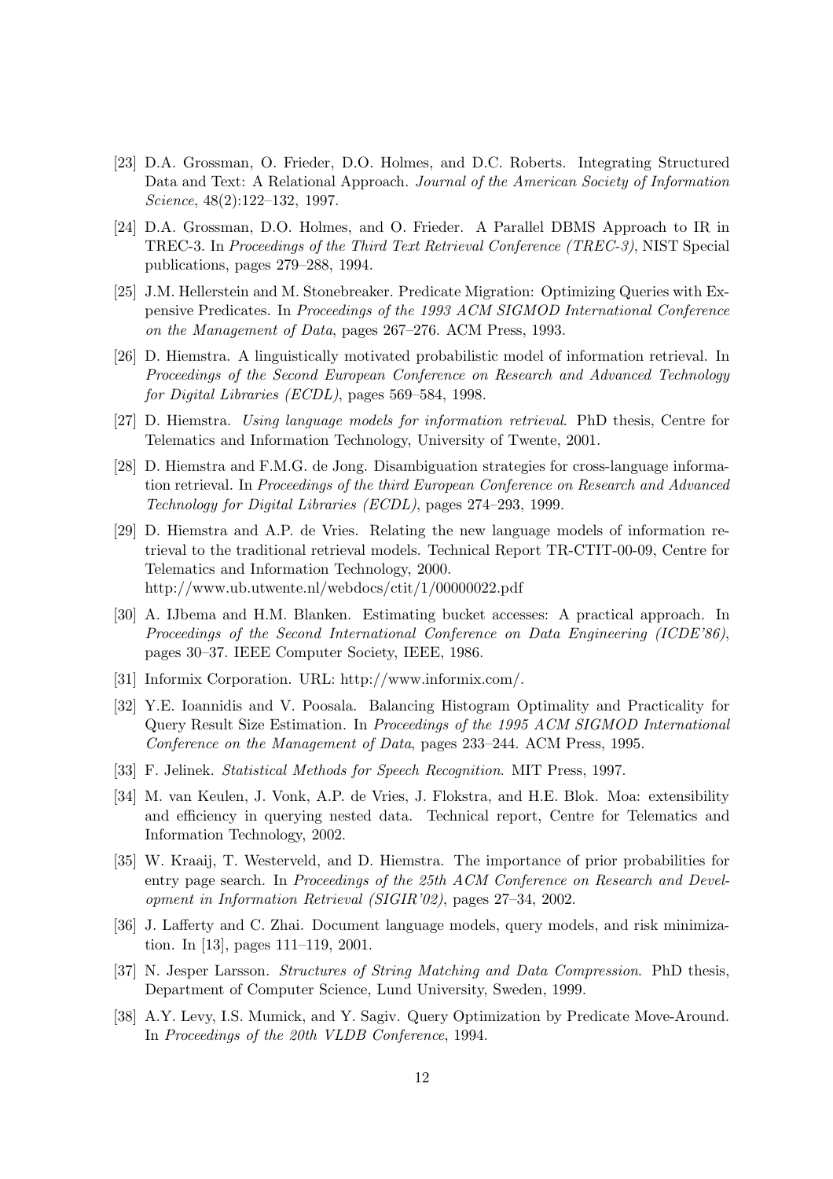[23] D.A. Grossman, O. Frieder, D.O. Holmes, and D.C. Roberts. Integrating Structured Data and Text: A Relational Approach. *Journal of the American Society of Information Science*, 48(2):122–132, 1997.

[24] D.A. Grossman, D.O. Holmes, and O. Frieder. A Parallel DBMS Approach to IR in TREC-3. In *Proceedings of the Third Text Retrieval Conference (TREC-3)*, NIST Special publications, pages 279–288, 1994.

[25] J.M. Hellerstein and M. Stonebreaker. Predicate Migration: Optimizing Queries with Expensive Predicates. In *Proceedings of the 1993 ACM SIGMOD International Conference on the Management of Data*, pages 267–276. ACM Press, 1993.

[26] D. Hiemstra. A linguistically motivated probabilistic model of information retrieval. In *Proceedings of the Second European Conference on Research and Advanced Technology for Digital Libraries (ECDL)*, pages 569–584, 1998.

[27] D. Hiemstra. *Using language models for information retrieval*. PhD thesis, Centre for Telematics and Information Technology, University of Twente, 2001.

[28] D. Hiemstra and F.M.G. de Jong. Disambiguation strategies for cross-language information retrieval. In *Proceedings of the third European Conference on Research and Advanced Technology for Digital Libraries (ECDL)*, pages 274–293, 1999.

[29] D. Hiemstra and A.P. de Vries. Relating the new language models of information retrieval to the traditional retrieval models. Technical Report TR-CTIT-00-09, Centre for Telematics and Information Technology, 2000.
http://www.ub.utwente.nl/webdocs/ctit/1/00000022.pdf

[30] A. IJbema and H.M. Blanken. Estimating bucket accesses: A practical approach. In *Proceedings of the Second International Conference on Data Engineering (ICDE'86)*, pages 30–37. IEEE Computer Society, IEEE, 1986.

[31] Informix Corporation. URL: http://www.informix.com/.

[32] Y.E. Ioannidis and V. Poosala. Balancing Histogram Optimality and Practicality for Query Result Size Estimation. In *Proceedings of the 1995 ACM SIGMOD International Conference on the Management of Data*, pages 233–244. ACM Press, 1995.

[33] F. Jelinek. *Statistical Methods for Speech Recognition*. MIT Press, 1997.

[34] M. van Keulen, J. Vonk, A.P. de Vries, J. Flokstra, and H.E. Blok. Moa: extensibility and efficiency in querying nested data. Technical report, Centre for Telematics and Information Technology, 2002.

[35] W. Kraaij, T. Westerveld, and D. Hiemstra. The importance of prior probabilities for entry page search. In *Proceedings of the 25th ACM Conference on Research and Development in Information Retrieval (SIGIR'02)*, pages 27–34, 2002.

[36] J. Lafferty and C. Zhai. Document language models, query models, and risk minimization. In [13], pages 111–119, 2001.

[37] N. Jesper Larsson. *Structures of String Matching and Data Compression*. PhD thesis, Department of Computer Science, Lund University, Sweden, 1999.

[38] A.Y. Levy, I.S. Mumick, and Y. Sagiv. Query Optimization by Predicate Move-Around. In *Proceedings of the 20th VLDB Conference*, 1994.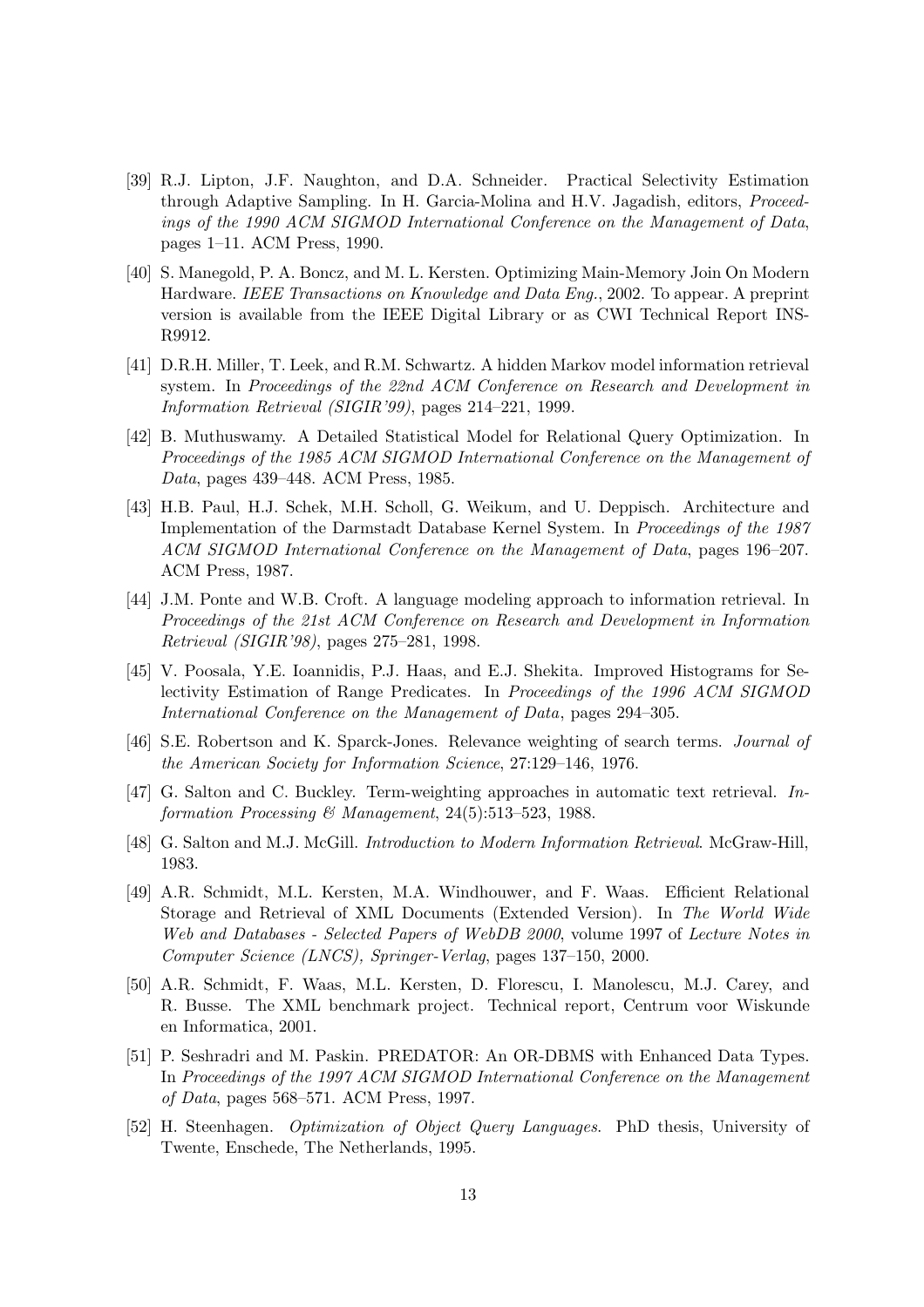[39] R.J. Lipton, J.F. Naughton, and D.A. Schneider. Practical Selectivity Estimation through Adaptive Sampling. In H. Garcia-Molina and H.V. Jagadish, editors, *Proceedings of the 1990 ACM SIGMOD International Conference on the Management of Data*, pages 1–11. ACM Press, 1990.

[40] S. Manegold, P. A. Boncz, and M. L. Kersten. Optimizing Main-Memory Join On Modern Hardware. *IEEE Transactions on Knowledge and Data Eng.*, 2002. To appear. A preprint version is available from the IEEE Digital Library or as CWI Technical Report INS-R9912.

[41] D.R.H. Miller, T. Leek, and R.M. Schwartz. A hidden Markov model information retrieval system. In *Proceedings of the 22nd ACM Conference on Research and Development in Information Retrieval (SIGIR'99)*, pages 214–221, 1999.

[42] B. Muthuswamy. A Detailed Statistical Model for Relational Query Optimization. In *Proceedings of the 1985 ACM SIGMOD International Conference on the Management of Data*, pages 439–448. ACM Press, 1985.

[43] H.B. Paul, H.J. Schek, M.H. Scholl, G. Weikum, and U. Deppisch. Architecture and Implementation of the Darmstadt Database Kernel System. In *Proceedings of the 1987 ACM SIGMOD International Conference on the Management of Data*, pages 196–207. ACM Press, 1987.

[44] J.M. Ponte and W.B. Croft. A language modeling approach to information retrieval. In *Proceedings of the 21st ACM Conference on Research and Development in Information Retrieval (SIGIR'98)*, pages 275–281, 1998.

[45] V. Poosala, Y.E. Ioannidis, P.J. Haas, and E.J. Shekita. Improved Histograms for Selectivity Estimation of Range Predicates. In *Proceedings of the 1996 ACM SIGMOD International Conference on the Management of Data*, pages 294–305.

[46] S.E. Robertson and K. Sparck-Jones. Relevance weighting of search terms. *Journal of the American Society for Information Science*, 27:129–146, 1976.

[47] G. Salton and C. Buckley. Term-weighting approaches in automatic text retrieval. *Information Processing & Management*, 24(5):513–523, 1988.

[48] G. Salton and M.J. McGill. *Introduction to Modern Information Retrieval*. McGraw-Hill, 1983.

[49] A.R. Schmidt, M.L. Kersten, M.A. Windhouwer, and F. Waas. Efficient Relational Storage and Retrieval of XML Documents (Extended Version). In *The World Wide Web and Databases - Selected Papers of WebDB 2000*, volume 1997 of *Lecture Notes in Computer Science (LNCS), Springer-Verlag*, pages 137–150, 2000.

[50] A.R. Schmidt, F. Waas, M.L. Kersten, D. Florescu, I. Manolescu, M.J. Carey, and R. Busse. The XML benchmark project. Technical report, Centrum voor Wiskunde en Informatica, 2001.

[51] P. Seshradri and M. Paskin. PREDATOR: An OR-DBMS with Enhanced Data Types. In *Proceedings of the 1997 ACM SIGMOD International Conference on the Management of Data*, pages 568–571. ACM Press, 1997.

[52] H. Steenhagen. *Optimization of Object Query Languages*. PhD thesis, University of Twente, Enschede, The Netherlands, 1995.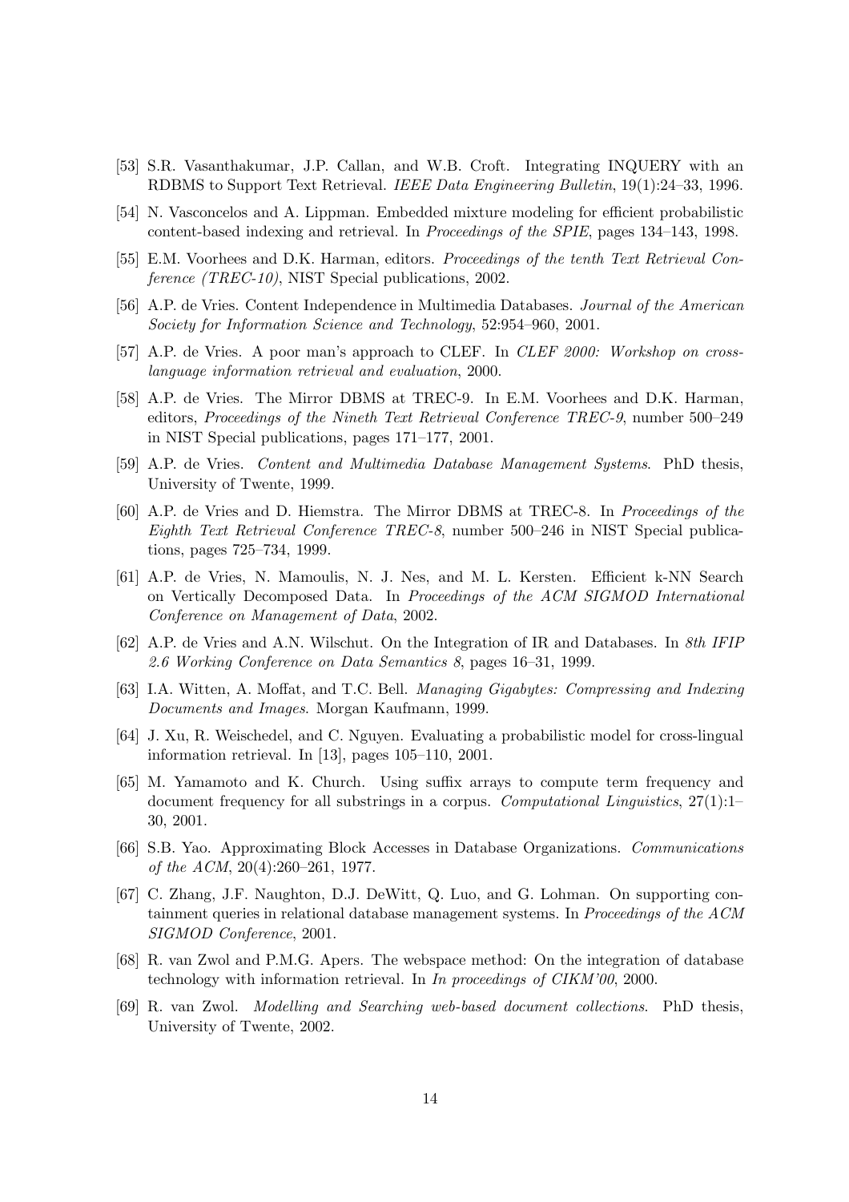[53] S.R. Vasanthakumar, J.P. Callan, and W.B. Croft. Integrating INQUERY with an RDBMS to Support Text Retrieval. *IEEE Data Engineering Bulletin*, 19(1):24–33, 1996.

[54] N. Vasconcelos and A. Lippman. Embedded mixture modeling for efficient probabilistic content-based indexing and retrieval. In *Proceedings of the SPIE*, pages 134–143, 1998.

[55] E.M. Voorhees and D.K. Harman, editors. *Proceedings of the tenth Text Retrieval Conference (TREC-10)*, NIST Special publications, 2002.

[56] A.P. de Vries. Content Independence in Multimedia Databases. *Journal of the American Society for Information Science and Technology*, 52:954–960, 2001.

[57] A.P. de Vries. A poor man's approach to CLEF. In *CLEF 2000: Workshop on cross-language information retrieval and evaluation*, 2000.

[58] A.P. de Vries. The Mirror DBMS at TREC-9. In E.M. Voorhees and D.K. Harman, editors, *Proceedings of the Nineth Text Retrieval Conference TREC-9*, number 500–249 in NIST Special publications, pages 171–177, 2001.

[59] A.P. de Vries. *Content and Multimedia Database Management Systems*. PhD thesis, University of Twente, 1999.

[60] A.P. de Vries and D. Hiemstra. The Mirror DBMS at TREC-8. In *Proceedings of the Eighth Text Retrieval Conference TREC-8*, number 500–246 in NIST Special publications, pages 725–734, 1999.

[61] A.P. de Vries, N. Mamoulis, N. J. Nes, and M. L. Kersten. Efficient k-NN Search on Vertically Decomposed Data. In *Proceedings of the ACM SIGMOD International Conference on Management of Data*, 2002.

[62] A.P. de Vries and A.N. Wilschut. On the Integration of IR and Databases. In *8th IFIP 2.6 Working Conference on Data Semantics 8*, pages 16–31, 1999.

[63] I.A. Witten, A. Moffat, and T.C. Bell. *Managing Gigabytes: Compressing and Indexing Documents and Images*. Morgan Kaufmann, 1999.

[64] J. Xu, R. Weischedel, and C. Nguyen. Evaluating a probabilistic model for cross-lingual information retrieval. In [13], pages 105–110, 2001.

[65] M. Yamamoto and K. Church. Using suffix arrays to compute term frequency and document frequency for all substrings in a corpus. *Computational Linguistics*, 27(1):1–30, 2001.

[66] S.B. Yao. Approximating Block Accesses in Database Organizations. *Communications of the ACM*, 20(4):260–261, 1977.

[67] C. Zhang, J.F. Naughton, D.J. DeWitt, Q. Luo, and G. Lohman. On supporting containment queries in relational database management systems. In *Proceedings of the ACM SIGMOD Conference*, 2001.

[68] R. van Zwol and P.M.G. Apers. The webspace method: On the integration of database technology with information retrieval. In *In proceedings of CIKM'00*, 2000.

[69] R. van Zwol. *Modelling and Searching web-based document collections*. PhD thesis, University of Twente, 2002.